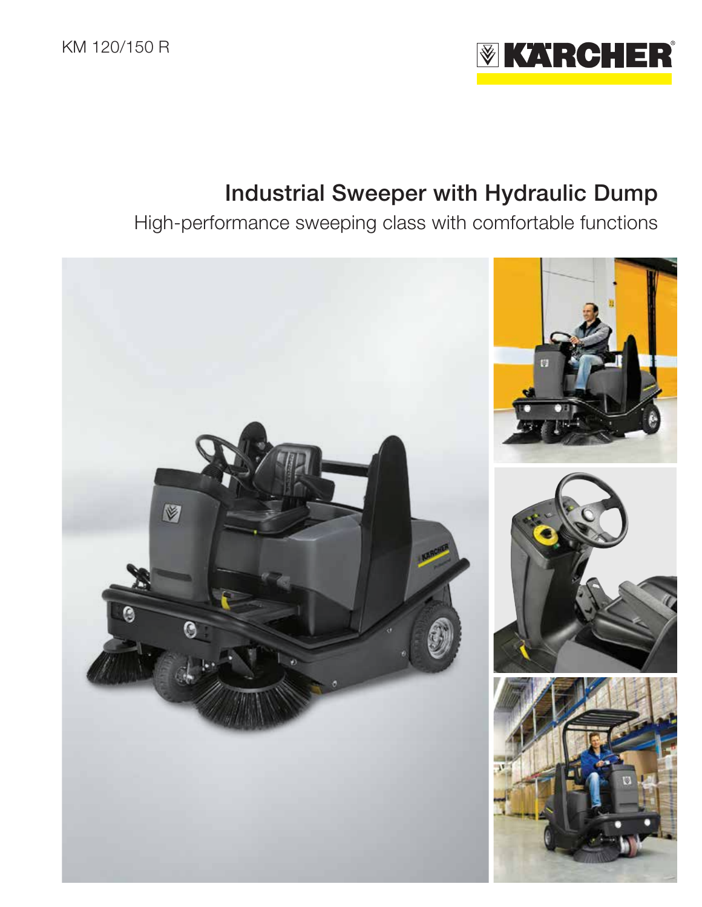KM 120/150 R

# Industrial Sweeper with Hydraulic Dump

## High-performance sweeping class with comfortable functions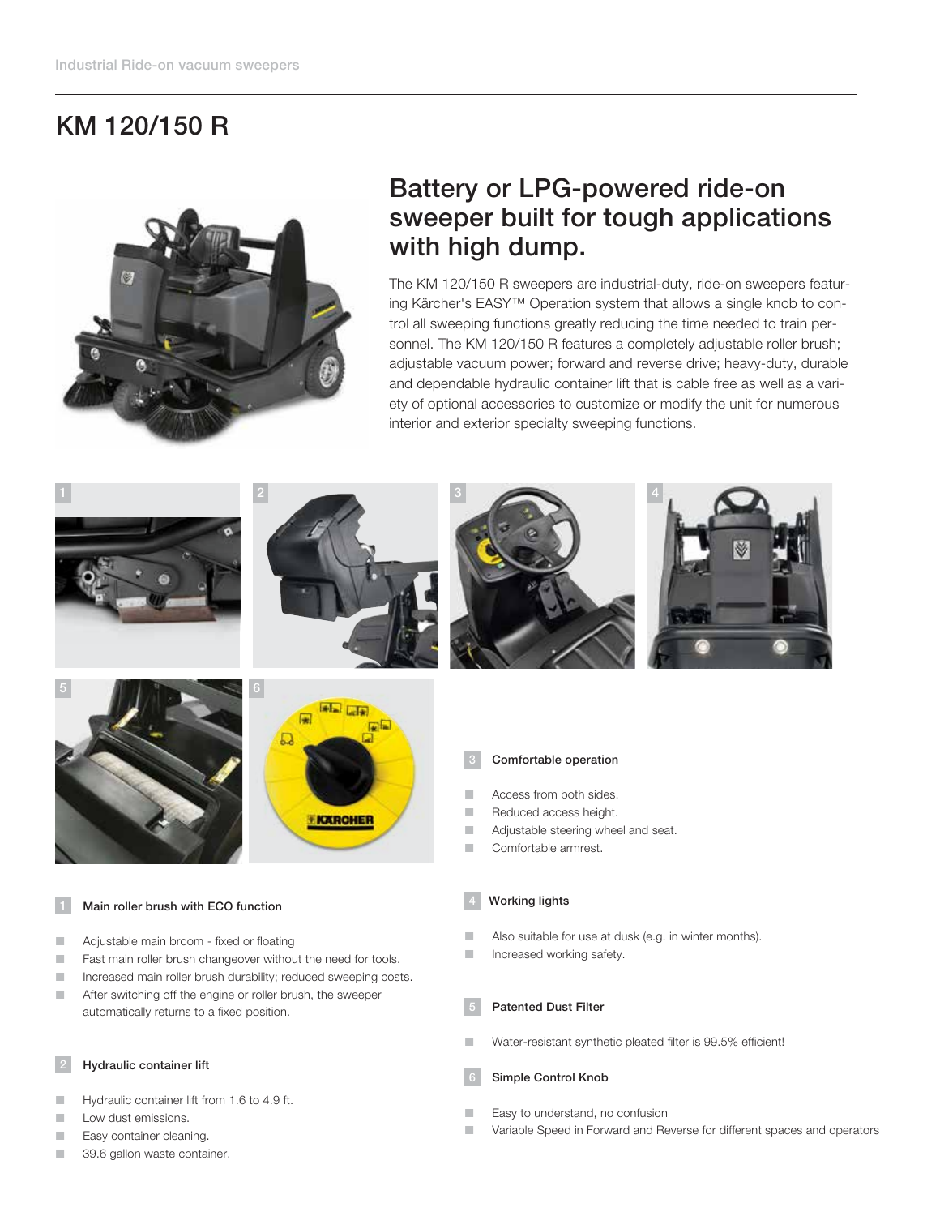# KM 120/150 R

## Battery or LPG-powered ride-on sweeper built for tough applications with high dump.

The KM 120/150 R sweepers are industrial-duty, ride-on sweepers featuring Kärcher's EASY™ Operation system that allows a single knob to control all sweeping functions greatly reducing the time needed to train personnel. The KM 120/150 R features a completely adjustable roller brush; adjustable vacuum power; forward and reverse drive; heavy-duty, durable and dependable hydraulic container lift that is cable free as well as a variety of optional accessories to customize or modify the unit for numerous interior and exterior specialty sweeping functions.

### 1 Main roller brush with ECO function

- Adjustable main broom - fixed or floating
- Fast main roller brush changeover without the need for tools.
- Increased main roller brush durability; reduced sweeping costs.
- After switching off the engine or roller brush, the sweeper automatically returns to a fixed position.

### 2 Hydraulic container lift

- Hydraulic container lift from 1.6 to 4.9 ft.
- Low dust emissions.
- Easy container cleaning.
- 39.6 gallon waste container.

### 3 Comfortable operation

- Access from both sides.
- Reduced access height.
- Adjustable steering wheel and seat.
- Comfortable armrest.

### 4 Working lights

- Also suitable for use at dusk (e.g. in winter months).
- Increased working safety.

### 5 Patented Dust Filter

- Water-resistant synthetic pleated filter is 99.5% efficient!

### 6 Simple Control Knob

- Easy to understand, no confusion
- Variable Speed in Forward and Reverse for different spaces and operators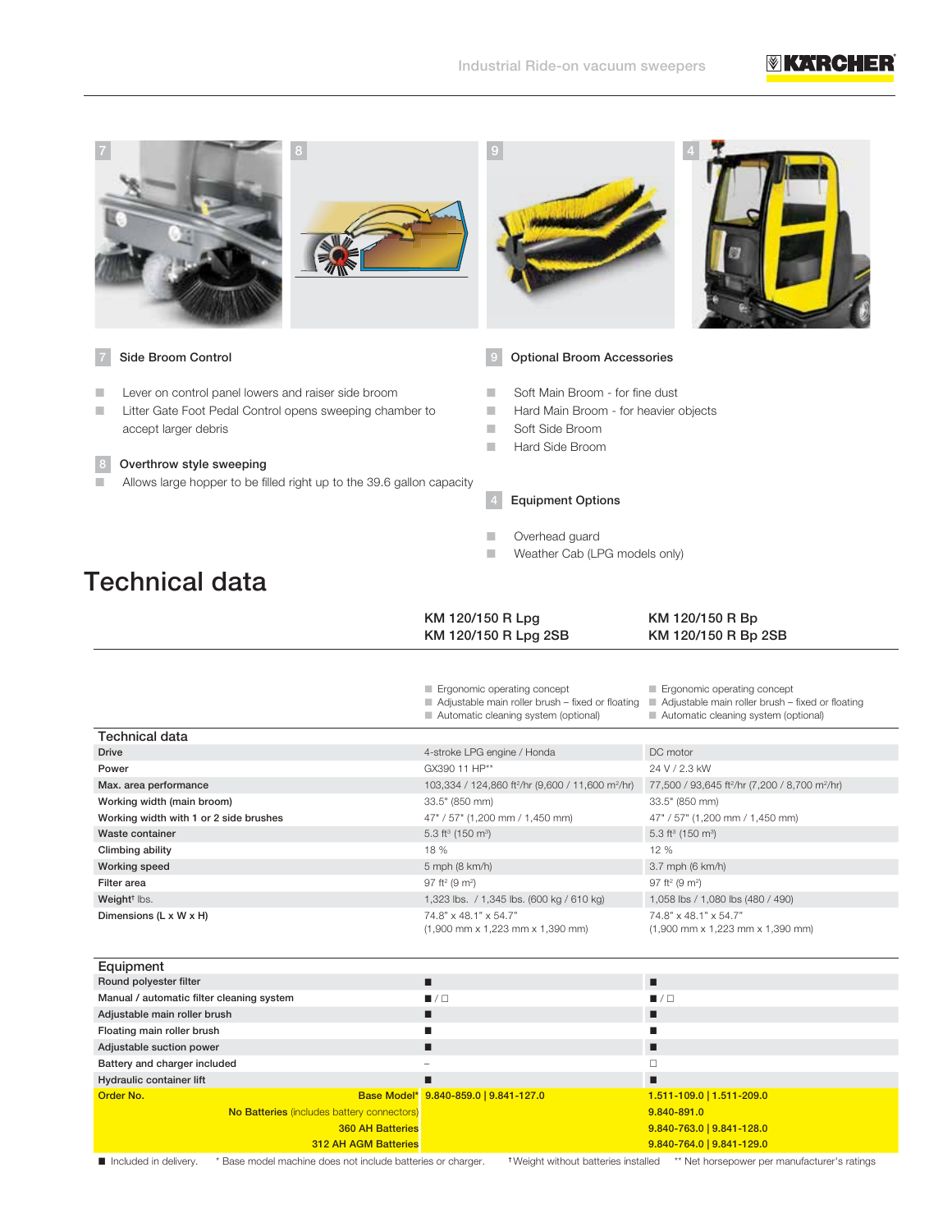### 7 Side Broom Control

- Lever on control panel lowers and raiser side broom
- Litter Gate Foot Pedal Control opens sweeping chamber to accept larger debris

### 8 Overthrow style sweeping

- Allows large hopper to be filled right up to the 39.6 gallon capacity

### 9 Optional Broom Accessories

- Soft Main Broom - for fine dust
- Hard Main Broom - for heavier objects
- Soft Side Broom
- Hard Side Broom

### 4 Equipment Options

- Overhead guard
- Weather Cab (LPG models only)

# Technical data

| | KM 120/150 R Lpg<br>KM 120/150 R Lpg 2SB | KM 120/150 R Bp<br>KM 120/150 R Bp 2SB |
|---|---|---|
| | Ergonomic operating concept<br>Adjustable main roller brush – fixed or floating<br>Automatic cleaning system (optional) | Ergonomic operating concept<br>Adjustable main roller brush – fixed or floating<br>Automatic cleaning system (optional) |
| **Technical data** | | |
| Drive | 4-stroke LPG engine / Honda | DC motor |
| Power | GX390 11 HP** | 24 V / 2.3 kW |
| Max. area performance | 103,334 / 124,860 ft²/hr (9,600 / 11,600 m²/hr) | 77,500 / 93,645 ft²/hr (7,200 / 8,700 m²/hr) |
| Working width (main broom) | 33.5" (850 mm) | 33.5" (850 mm) |
| Working width with 1 or 2 side brushes | 47" / 57" (1,200 mm / 1,450 mm) | 47" / 57" (1,200 mm / 1,450 mm) |
| Waste container | 5.3 ft³ (150 m³) | 5.3 ft³ (150 m³) |
| Climbing ability | 18 % | 12 % |
| Working speed | 5 mph (8 km/h) | 3.7 mph (6 km/h) |
| Filter area | 97 ft² (9 m²) | 97 ft² (9 m²) |
| Weight† lbs. | 1,323 lbs. / 1,345 lbs. (600 kg / 610 kg) | 1,058 lbs / 1,080 lbs (480 / 490) |
| Dimensions (L x W x H) | 74.8" x 48.1" x 54.7"<br>(1,900 mm x 1,223 mm x 1,390 mm) | 74.8" x 48.1" x 54.7"<br>(1,900 mm x 1,223 mm x 1,390 mm) |
| **Equipment** | | |
| Round polyester filter | ■ | ■ |
| Manual / automatic filter cleaning system | ■ / □ | ■ / □ |
| Adjustable main roller brush | ■ | ■ |
| Floating main roller brush | ■ | ■ |
| Adjustable suction power | ■ | ■ |
| Battery and charger included | – | □ |
| Hydraulic container lift | ■ | ■ |
| **Order No.** Base Model* | 9.840-859.0 \| 9.841-127.0 | 1.511-109.0 \| 1.511-209.0 |
| **No Batteries** (includes battery connectors) | | 9.840-891.0 |
| 360 AH Batteries | | 9.840-763.0 \| 9.841-128.0 |
| 312 AH AGM Batteries | | 9.840-764.0 \| 9.841-129.0 |

■ Included in delivery. * Base model machine does not include batteries or charger. † Weight without batteries installed ** Net horsepower per manufacturer's ratings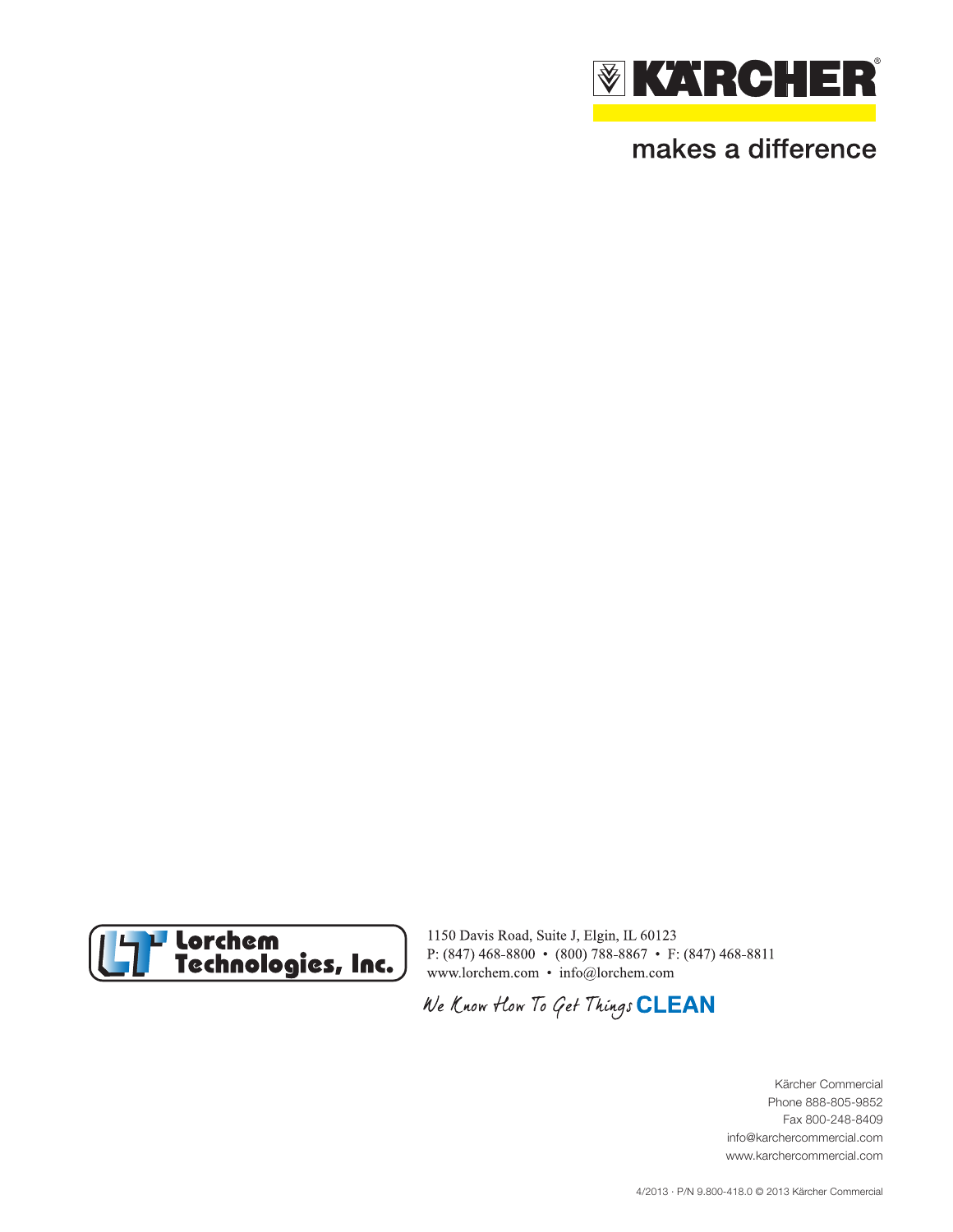KÄRCHER

makes a difference

Lorchem Technologies, Inc.

1150 Davis Road, Suite J, Elgin, IL 60123
P: (847) 468-8800 • (800) 788-8867 • F: (847) 468-8811
www.lorchem.com • info@lorchem.com

We Know How To Get Things **CLEAN**

Kärcher Commercial
Phone 888-805-9852
Fax 800-248-8409
info@karchercommercial.com
www.karchercommercial.com

4/2013 · P/N 9.800-418.0 © 2013 Kärcher Commercial